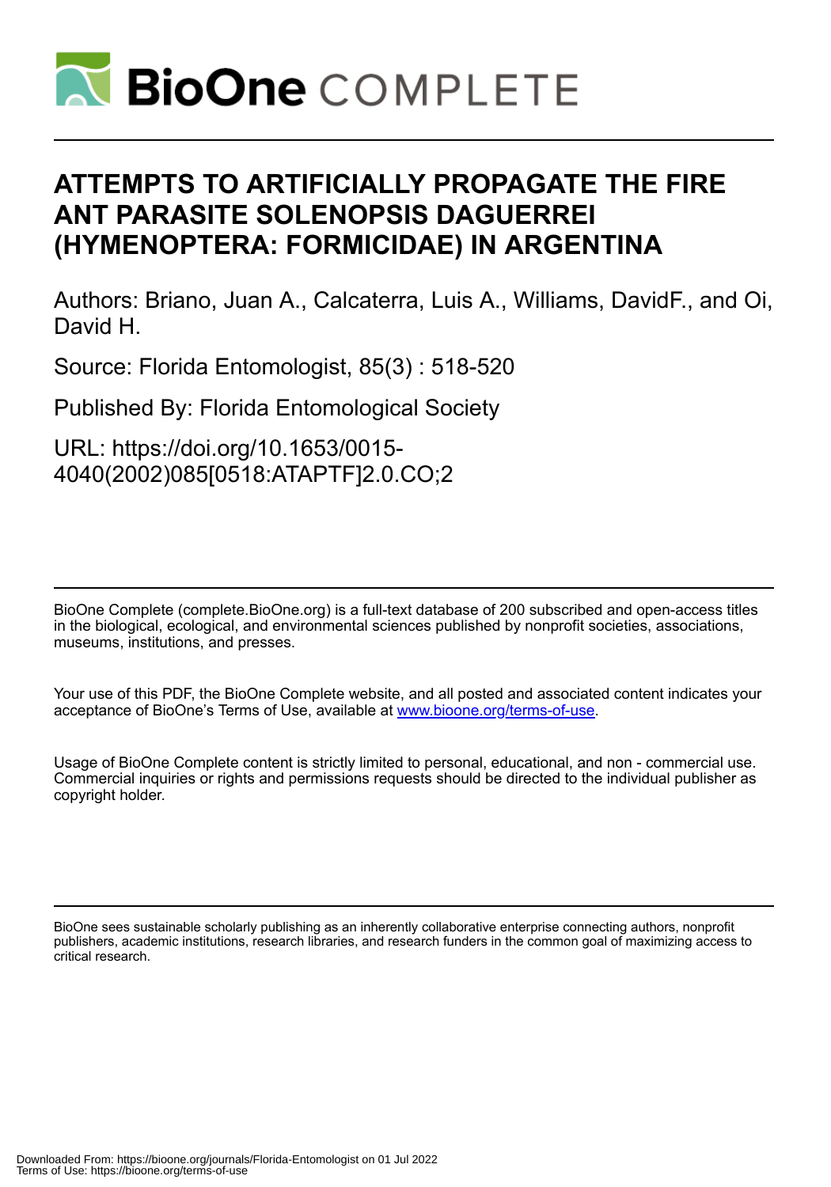# ATTEMPTS TO ARTIFICIALLY PROPAGATE THE FIRE ANT PARASITE SOLENOPSIS DAGUERREI (HYMENOPTERA: FORMICIDAE) IN ARGENTINA

Authors: Briano, Juan A., Calcaterra, Luis A., Williams, DavidF., and Oi, David H.

Source: Florida Entomologist, 85(3) : 518-520

Published By: Florida Entomological Society

URL: https://doi.org/10.1653/0015-4040(2002)085[0518:ATAPTF]2.0.CO;2

BioOne Complete (complete.BioOne.org) is a full-text database of 200 subscribed and open-access titles in the biological, ecological, and environmental sciences published by nonprofit societies, associations, museums, institutions, and presses.

Your use of this PDF, the BioOne Complete website, and all posted and associated content indicates your acceptance of BioOne's Terms of Use, available at www.bioone.org/terms-of-use.

Usage of BioOne Complete content is strictly limited to personal, educational, and non - commercial use. Commercial inquiries or rights and permissions requests should be directed to the individual publisher as copyright holder.

BioOne sees sustainable scholarly publishing as an inherently collaborative enterprise connecting authors, nonprofit publishers, academic institutions, research libraries, and research funders in the common goal of maximizing access to critical research.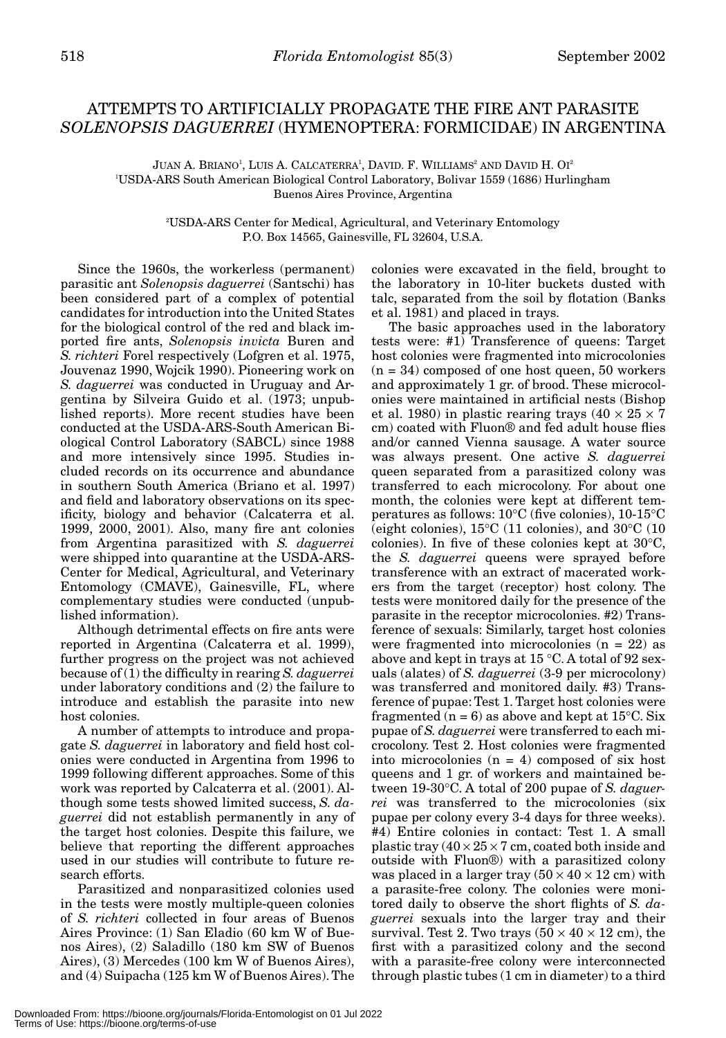# ATTEMPTS TO ARTIFICIALLY PROPAGATE THE FIRE ANT PARASITE *SOLENOPSIS DAGUERREI* (HYMENOPTERA: FORMICIDAE) IN ARGENTINA

JUAN A. BRIANO[1], LUIS A. CALCATERRA[1], DAVID. F. WILLIAMS[2] AND DAVID H. OI[2]

[1]USDA-ARS South American Biological Control Laboratory, Bolivar 1559 (1686) Hurlingham Buenos Aires Province, Argentina

[2]USDA-ARS Center for Medical, Agricultural, and Veterinary Entomology P.O. Box 14565, Gainesville, FL 32604, U.S.A.

Since the 1960s, the workerless (permanent) parasitic ant *Solenopsis daguerrei* (Santschi) has been considered part of a complex of potential candidates for introduction into the United States for the biological control of the red and black imported fire ants, *Solenopsis invicta* Buren and *S. richteri* Forel respectively (Lofgren et al. 1975, Jouvenaz 1990, Wojcik 1990). Pioneering work on *S. daguerrei* was conducted in Uruguay and Argentina by Silveira Guido et al. (1973; unpublished reports). More recent studies have been conducted at the USDA-ARS-South American Biological Control Laboratory (SABCL) since 1988 and more intensively since 1995. Studies included records on its occurrence and abundance in southern South America (Briano et al. 1997) and field and laboratory observations on its specificity, biology and behavior (Calcaterra et al. 1999, 2000, 2001). Also, many fire ant colonies from Argentina parasitized with *S. daguerrei* were shipped into quarantine at the USDA-ARS-Center for Medical, Agricultural, and Veterinary Entomology (CMAVE), Gainesville, FL, where complementary studies were conducted (unpublished information).

Although detrimental effects on fire ants were reported in Argentina (Calcaterra et al. 1999), further progress on the project was not achieved because of (1) the difficulty in rearing *S. daguerrei* under laboratory conditions and (2) the failure to introduce and establish the parasite into new host colonies.

A number of attempts to introduce and propagate *S. daguerrei* in laboratory and field host colonies were conducted in Argentina from 1996 to 1999 following different approaches. Some of this work was reported by Calcaterra et al. (2001). Although some tests showed limited success, *S. daguerrei* did not establish permanently in any of the target host colonies. Despite this failure, we believe that reporting the different approaches used in our studies will contribute to future research efforts.

Parasitized and nonparasitized colonies used in the tests were mostly multiple-queen colonies of *S. richteri* collected in four areas of Buenos Aires Province: (1) San Eladio (60 km W of Buenos Aires), (2) Saladillo (180 km SW of Buenos Aires), (3) Mercedes (100 km W of Buenos Aires), and (4) Suipacha (125 km W of Buenos Aires). The colonies were excavated in the field, brought to the laboratory in 10-liter buckets dusted with talc, separated from the soil by flotation (Banks et al. 1981) and placed in trays.

The basic approaches used in the laboratory tests were: #1) Transference of queens: Target host colonies were fragmented into microcolonies (n = 34) composed of one host queen, 50 workers and approximately 1 gr. of brood. These microcolonies were maintained in artificial nests (Bishop et al. 1980) in plastic rearing trays ($40 \times 25 \times 7$ cm) coated with Fluon® and fed adult house flies and/or canned Vienna sausage. A water source was always present. One active *S. daguerrei* queen separated from a parasitized colony was transferred to each microcolony. For about one month, the colonies were kept at different temperatures as follows: 10°C (five colonies), 10-15°C (eight colonies), 15°C (11 colonies), and 30°C (10 colonies). In five of these colonies kept at 30°C, the *S. daguerrei* queens were sprayed before transference with an extract of macerated workers from the target (receptor) host colony. The tests were monitored daily for the presence of the parasite in the receptor microcolonies. #2) Transference of sexuals: Similarly, target host colonies were fragmented into microcolonies (n = 22) as above and kept in trays at 15 °C. A total of 92 sexuals (alates) of *S. daguerrei* (3-9 per microcolony) was transferred and monitored daily. #3) Transference of pupae: Test 1. Target host colonies were fragmented (n = 6) as above and kept at 15°C. Six pupae of *S. daguerrei* were transferred to each microcolony. Test 2. Host colonies were fragmented into microcolonies (n = 4) composed of six host queens and 1 gr. of workers and maintained between 19-30°C. A total of 200 pupae of *S. daguerrei* was transferred to the microcolonies (six pupae per colony every 3-4 days for three weeks). #4) Entire colonies in contact: Test 1. A small plastic tray ($40 \times 25 \times 7$ cm, coated both inside and outside with Fluon®) with a parasitized colony was placed in a larger tray ($50 \times 40 \times 12$ cm) with a parasite-free colony. The colonies were monitored daily to observe the short flights of *S. daguerrei* sexuals into the larger tray and their survival. Test 2. Two trays ($50 \times 40 \times 12$ cm), the first with a parasitized colony and the second with a parasite-free colony were interconnected through plastic tubes (1 cm in diameter) to a third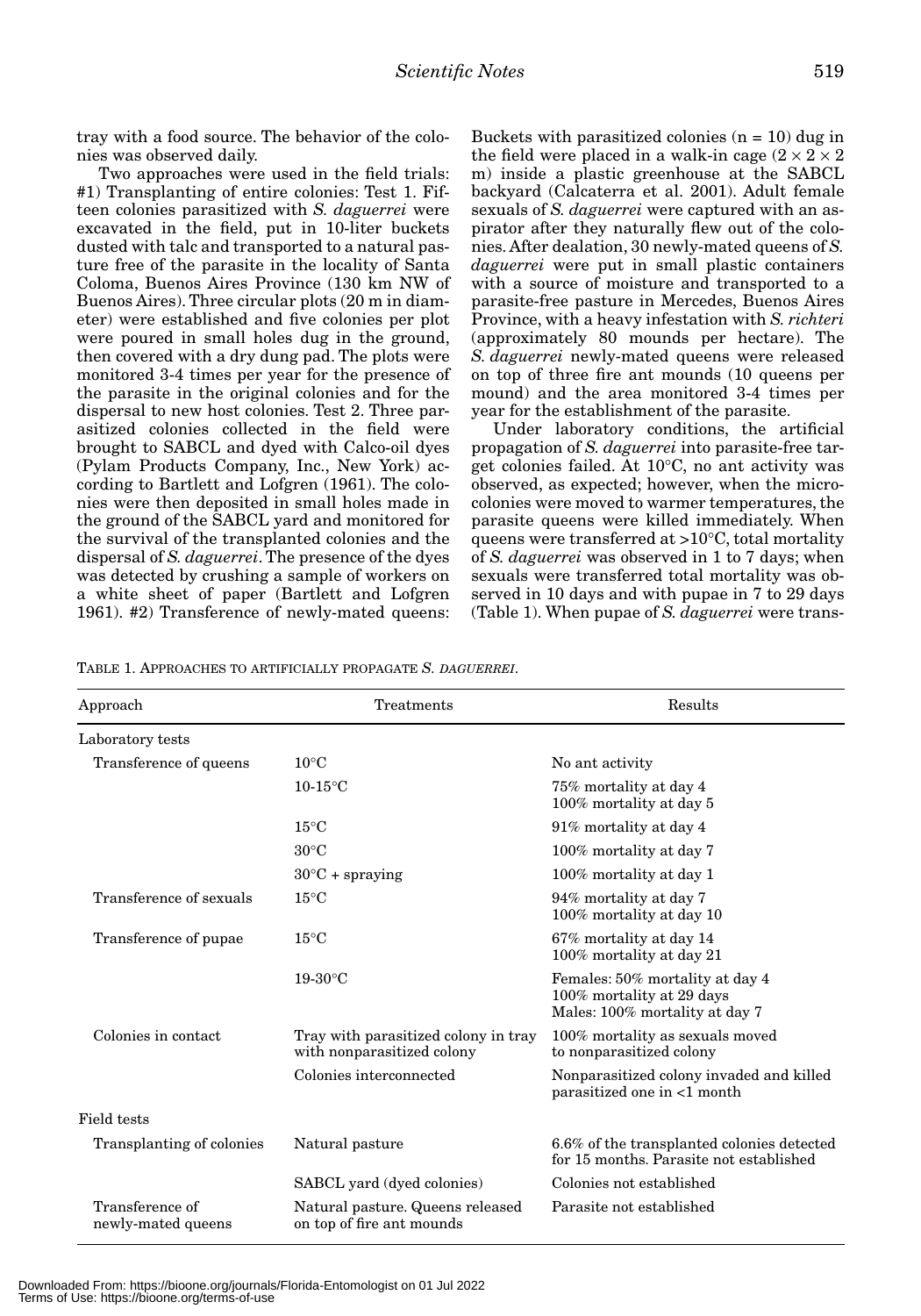tray with a food source. The behavior of the colonies was observed daily.

Two approaches were used in the field trials: #1) Transplanting of entire colonies: Test 1. Fifteen colonies parasitized with *S. daguerrei* were excavated in the field, put in 10-liter buckets dusted with talc and transported to a natural pasture free of the parasite in the locality of Santa Coloma, Buenos Aires Province (130 km NW of Buenos Aires). Three circular plots (20 m in diameter) were established and five colonies per plot were poured in small holes dug in the ground, then covered with a dry dung pad. The plots were monitored 3-4 times per year for the presence of the parasite in the original colonies and for the dispersal to new host colonies. Test 2. Three parasitized colonies collected in the field were brought to SABCL and dyed with Calco-oil dyes (Pylam Products Company, Inc., New York) according to Bartlett and Lofgren (1961). The colonies were then deposited in small holes made in the ground of the SABCL yard and monitored for the survival of the transplanted colonies and the dispersal of *S. daguerrei*. The presence of the dyes was detected by crushing a sample of workers on a white sheet of paper (Bartlett and Lofgren 1961). #2) Transference of newly-mated queens: Buckets with parasitized colonies (n = 10) dug in the field were placed in a walk-in cage (2 × 2 × 2 m) inside a plastic greenhouse at the SABCL backyard (Calcaterra et al. 2001). Adult female sexuals of *S. daguerrei* were captured with an aspirator after they naturally flew out of the colonies. After dealation, 30 newly-mated queens of *S. daguerrei* were put in small plastic containers with a source of moisture and transported to a parasite-free pasture in Mercedes, Buenos Aires Province, with a heavy infestation with *S. richteri* (approximately 80 mounds per hectare). The *S. daguerrei* newly-mated queens were released on top of three fire ant mounds (10 queens per mound) and the area monitored 3-4 times per year for the establishment of the parasite.

Under laboratory conditions, the artificial propagation of *S. daguerrei* into parasite-free target colonies failed. At 10°C, no ant activity was observed, as expected; however, when the microcolonies were moved to warmer temperatures, the parasite queens were killed immediately. When queens were transferred at >10°C, total mortality of *S. daguerrei* was observed in 1 to 7 days; when sexuals were transferred total mortality was observed in 10 days and with pupae in 7 to 29 days (Table 1). When pupae of *S. daguerrei* were trans-

TABLE 1. APPROACHES TO ARTIFICIALLY PROPAGATE *S. DAGUERREI*.

| Approach | Treatments | Results |
|---|---|---|
| Laboratory tests | | |
| Transference of queens | 10°C | No ant activity |
| | 10-15°C | 75% mortality at day 4<br>100% mortality at day 5 |
| | 15°C | 91% mortality at day 4 |
| | 30°C | 100% mortality at day 7 |
| | 30°C + spraying | 100% mortality at day 1 |
| Transference of sexuals | 15°C | 94% mortality at day 7<br>100% mortality at day 10 |
| Transference of pupae | 15°C | 67% mortality at day 14<br>100% mortality at day 21 |
| | 19-30°C | Females: 50% mortality at day 4<br>100% mortality at 29 days<br>Males: 100% mortality at day 7 |
| Colonies in contact | Tray with parasitized colony in tray with nonparasitized colony | 100% mortality as sexuals moved to nonparasitized colony |
| | Colonies interconnected | Nonparasitized colony invaded and killed parasitized one in <1 month |
| Field tests | | |
| Transplanting of colonies | Natural pasture | 6.6% of the transplanted colonies detected for 15 months. Parasite not established |
| | SABCL yard (dyed colonies) | Colonies not established |
| Transference of newly-mated queens | Natural pasture. Queens released on top of fire ant mounds | Parasite not established |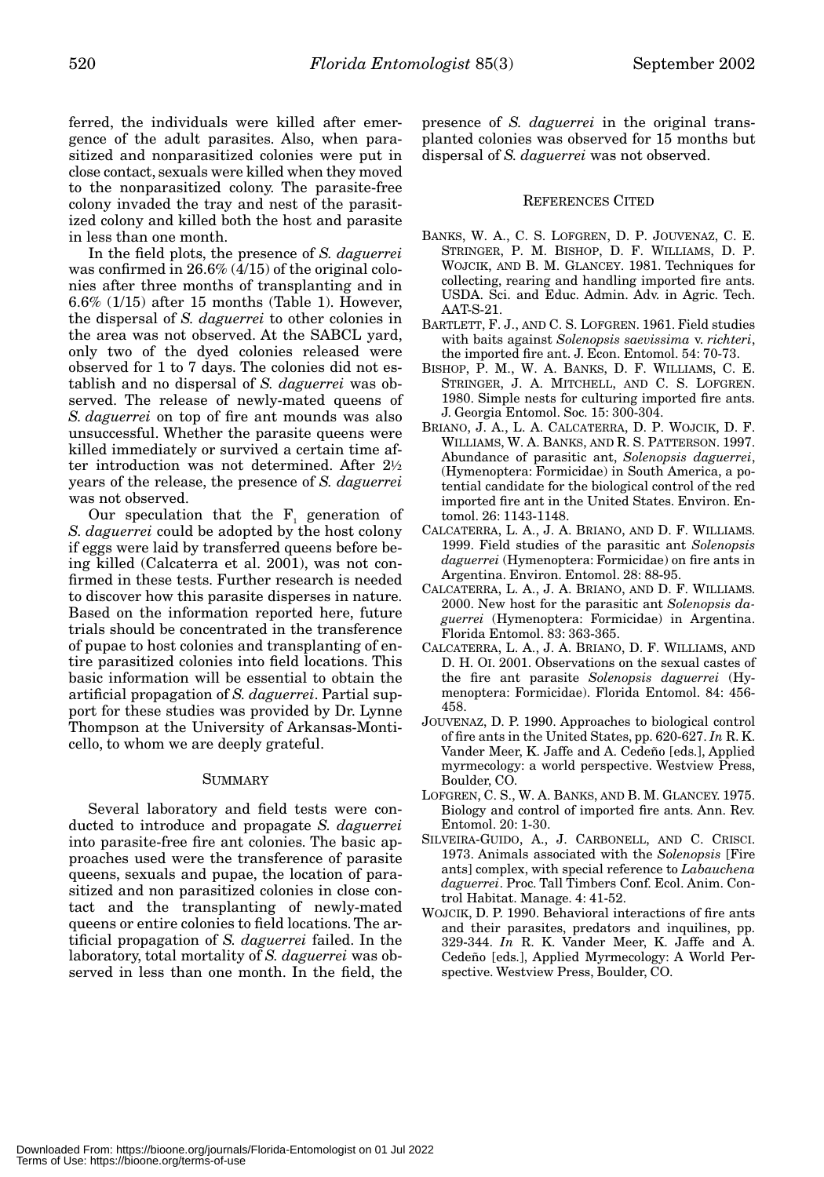ferred, the individuals were killed after emergence of the adult parasites. Also, when parasitized and nonparasitized colonies were put in close contact, sexuals were killed when they moved to the nonparasitized colony. The parasite-free colony invaded the tray and nest of the parasitized colony and killed both the host and parasite in less than one month.

In the field plots, the presence of *S. daguerrei* was confirmed in 26.6% (4/15) of the original colonies after three months of transplanting and in 6.6% (1/15) after 15 months (Table 1). However, the dispersal of *S. daguerrei* to other colonies in the area was not observed. At the SABCL yard, only two of the dyed colonies released were observed for 1 to 7 days. The colonies did not establish and no dispersal of *S. daguerrei* was observed. The release of newly-mated queens of *S. daguerrei* on top of fire ant mounds was also unsuccessful. Whether the parasite queens were killed immediately or survived a certain time after introduction was not determined. After 2½ years of the release, the presence of *S. daguerrei* was not observed.

Our speculation that the $F_1$ generation of *S. daguerrei* could be adopted by the host colony if eggs were laid by transferred queens before being killed (Calcaterra et al. 2001), was not confirmed in these tests. Further research is needed to discover how this parasite disperses in nature. Based on the information reported here, future trials should be concentrated in the transference of pupae to host colonies and transplanting of entire parasitized colonies into field locations. This basic information will be essential to obtain the artificial propagation of *S. daguerrei*. Partial support for these studies was provided by Dr. Lynne Thompson at the University of Arkansas-Monticello, to whom we are deeply grateful.

## SUMMARY

Several laboratory and field tests were conducted to introduce and propagate *S. daguerrei* into parasite-free fire ant colonies. The basic approaches used were the transference of parasite queens, sexuals and pupae, the location of parasitized and non parasitized colonies in close contact and the transplanting of newly-mated queens or entire colonies to field locations. The artificial propagation of *S. daguerrei* failed. In the laboratory, total mortality of *S. daguerrei* was observed in less than one month. In the field, the presence of *S. daguerrei* in the original transplanted colonies was observed for 15 months but dispersal of *S. daguerrei* was not observed.

## REFERENCES CITED

BANKS, W. A., C. S. LOFGREN, D. P. JOUVENAZ, C. E. STRINGER, P. M. BISHOP, D. F. WILLIAMS, D. P. WOJCIK, AND B. M. GLANCEY. 1981. Techniques for collecting, rearing and handling imported fire ants. USDA. Sci. and Educ. Admin. Adv. in Agric. Tech. AAT-S-21.

BARTLETT, F. J., AND C. S. LOFGREN. 1961. Field studies with baits against *Solenopsis saevissima* v. *richteri*, the imported fire ant. J. Econ. Entomol. 54: 70-73.

BISHOP, P. M., W. A. BANKS, D. F. WILLIAMS, C. E. STRINGER, J. A. MITCHELL, AND C. S. LOFGREN. 1980. Simple nests for culturing imported fire ants. J. Georgia Entomol. Soc. 15: 300-304.

BRIANO, J. A., L. A. CALCATERRA, D. P. WOJCIK, D. F. WILLIAMS, W. A. BANKS, AND R. S. PATTERSON. 1997. Abundance of parasitic ant, *Solenopsis daguerrei*, (Hymenoptera: Formicidae) in South America, a potential candidate for the biological control of the red imported fire ant in the United States. Environ. Entomol. 26: 1143-1148.

CALCATERRA, L. A., J. A. BRIANO, AND D. F. WILLIAMS. 1999. Field studies of the parasitic ant *Solenopsis daguerrei* (Hymenoptera: Formicidae) on fire ants in Argentina. Environ. Entomol. 28: 88-95.

CALCATERRA, L. A., J. A. BRIANO, AND D. F. WILLIAMS. 2000. New host for the parasitic ant *Solenopsis daguerrei* (Hymenoptera: Formicidae) in Argentina. Florida Entomol. 83: 363-365.

CALCATERRA, L. A., J. A. BRIANO, D. F. WILLIAMS, AND D. H. OI. 2001. Observations on the sexual castes of the fire ant parasite *Solenopsis daguerrei* (Hymenoptera: Formicidae). Florida Entomol. 84: 456-458.

JOUVENAZ, D. P. 1990. Approaches to biological control of fire ants in the United States, pp. 620-627. *In* R. K. Vander Meer, K. Jaffe and A. Cedeño [eds.], Applied myrmecology: a world perspective. Westview Press, Boulder, CO.

LOFGREN, C. S., W. A. BANKS, AND B. M. GLANCEY. 1975. Biology and control of imported fire ants. Ann. Rev. Entomol. 20: 1-30.

SILVEIRA-GUIDO, A., J. CARBONELL, AND C. CRISCI. 1973. Animals associated with the *Solenopsis* [Fire ants] complex, with special reference to *Labauchena daguerrei*. Proc. Tall Timbers Conf. Ecol. Anim. Control Habitat. Manage. 4: 41-52.

WOJCIK, D. P. 1990. Behavioral interactions of fire ants and their parasites, predators and inquilines, pp. 329-344. *In* R. K. Vander Meer, K. Jaffe and A. Cedeño [eds.], Applied Myrmecology: A World Perspective. Westview Press, Boulder, CO.